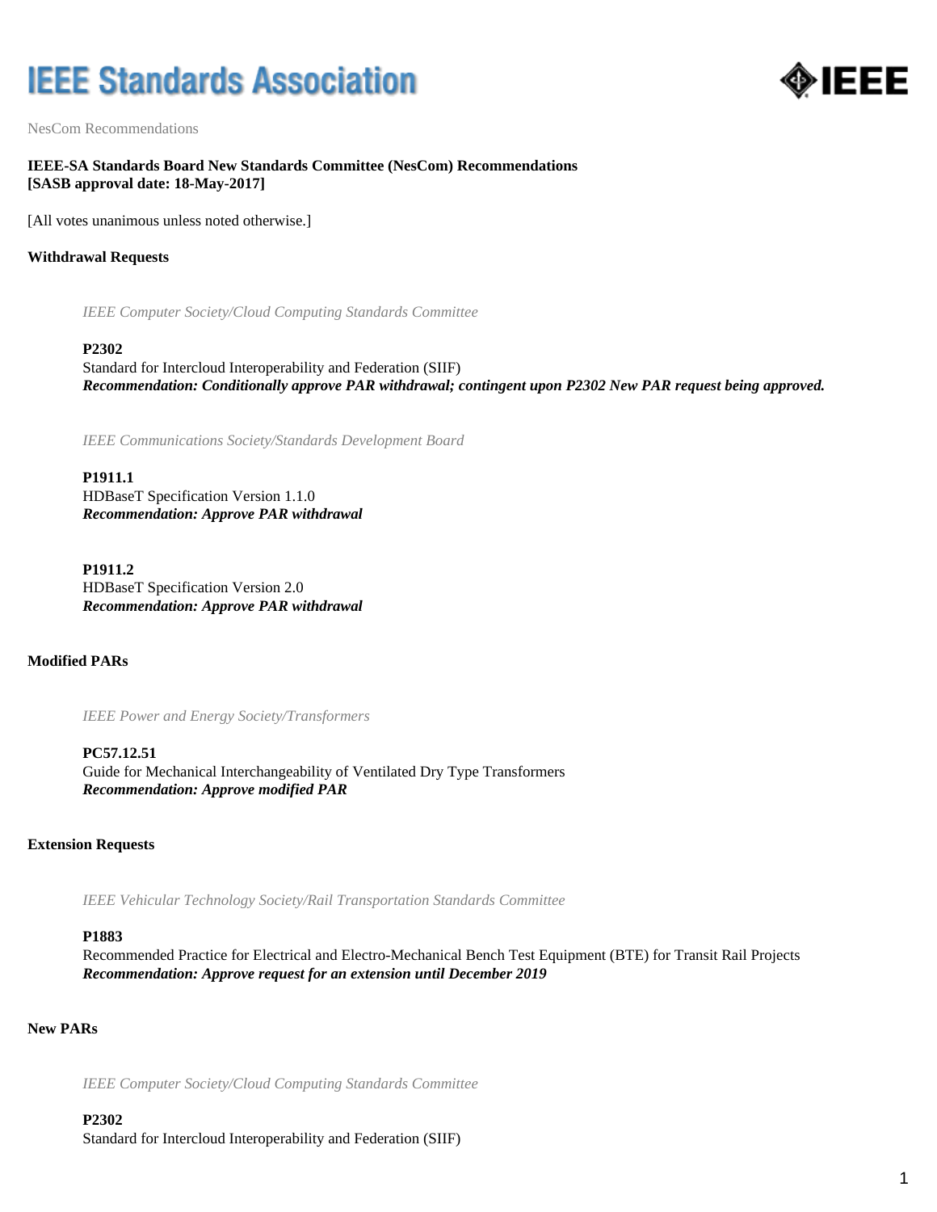NesCom Recommendations

**IEEE-SA Standards Board New Standards Committee (NesCom) Recommendations**
**[SASB approval date: 18-May-2017]**

[All votes unanimous unless noted otherwise.]

## Withdrawal Requests

*IEEE Computer Society/Cloud Computing Standards Committee*

**P2302**
Standard for Intercloud Interoperability and Federation (SIIF)
***Recommendation: Conditionally approve PAR withdrawal; contingent upon P2302 New PAR request being approved.***

*IEEE Communications Society/Standards Development Board*

**P1911.1**
HDBaseT Specification Version 1.1.0
***Recommendation: Approve PAR withdrawal***

**P1911.2**
HDBaseT Specification Version 2.0
***Recommendation: Approve PAR withdrawal***

## Modified PARs

*IEEE Power and Energy Society/Transformers*

**PC57.12.51**
Guide for Mechanical Interchangeability of Ventilated Dry Type Transformers
***Recommendation: Approve modified PAR***

## Extension Requests

*IEEE Vehicular Technology Society/Rail Transportation Standards Committee*

**P1883**
Recommended Practice for Electrical and Electro-Mechanical Bench Test Equipment (BTE) for Transit Rail Projects
***Recommendation: Approve request for an extension until December 2019***

## New PARs

*IEEE Computer Society/Cloud Computing Standards Committee*

**P2302**
Standard for Intercloud Interoperability and Federation (SIIF)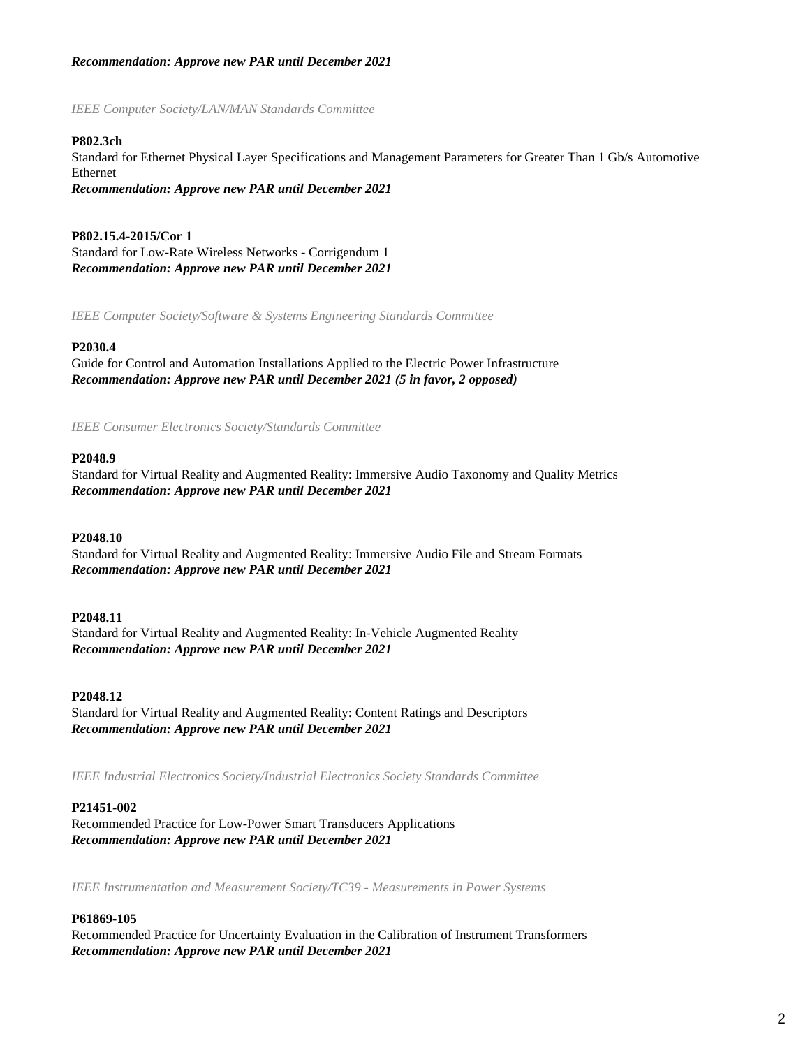***Recommendation: Approve new PAR until December 2021***

*IEEE Computer Society/LAN/MAN Standards Committee*

**P802.3ch**
Standard for Ethernet Physical Layer Specifications and Management Parameters for Greater Than 1 Gb/s Automotive Ethernet
***Recommendation: Approve new PAR until December 2021***

**P802.15.4-2015/Cor 1**
Standard for Low-Rate Wireless Networks - Corrigendum 1
***Recommendation: Approve new PAR until December 2021***

*IEEE Computer Society/Software & Systems Engineering Standards Committee*

**P2030.4**
Guide for Control and Automation Installations Applied to the Electric Power Infrastructure
***Recommendation: Approve new PAR until December 2021 (5 in favor, 2 opposed)***

*IEEE Consumer Electronics Society/Standards Committee*

**P2048.9**
Standard for Virtual Reality and Augmented Reality: Immersive Audio Taxonomy and Quality Metrics
***Recommendation: Approve new PAR until December 2021***

**P2048.10**
Standard for Virtual Reality and Augmented Reality: Immersive Audio File and Stream Formats
***Recommendation: Approve new PAR until December 2021***

**P2048.11**
Standard for Virtual Reality and Augmented Reality: In-Vehicle Augmented Reality
***Recommendation: Approve new PAR until December 2021***

**P2048.12**
Standard for Virtual Reality and Augmented Reality: Content Ratings and Descriptors
***Recommendation: Approve new PAR until December 2021***

*IEEE Industrial Electronics Society/Industrial Electronics Society Standards Committee*

**P21451-002**
Recommended Practice for Low-Power Smart Transducers Applications
***Recommendation: Approve new PAR until December 2021***

*IEEE Instrumentation and Measurement Society/TC39 - Measurements in Power Systems*

**P61869-105**
Recommended Practice for Uncertainty Evaluation in the Calibration of Instrument Transformers
***Recommendation: Approve new PAR until December 2021***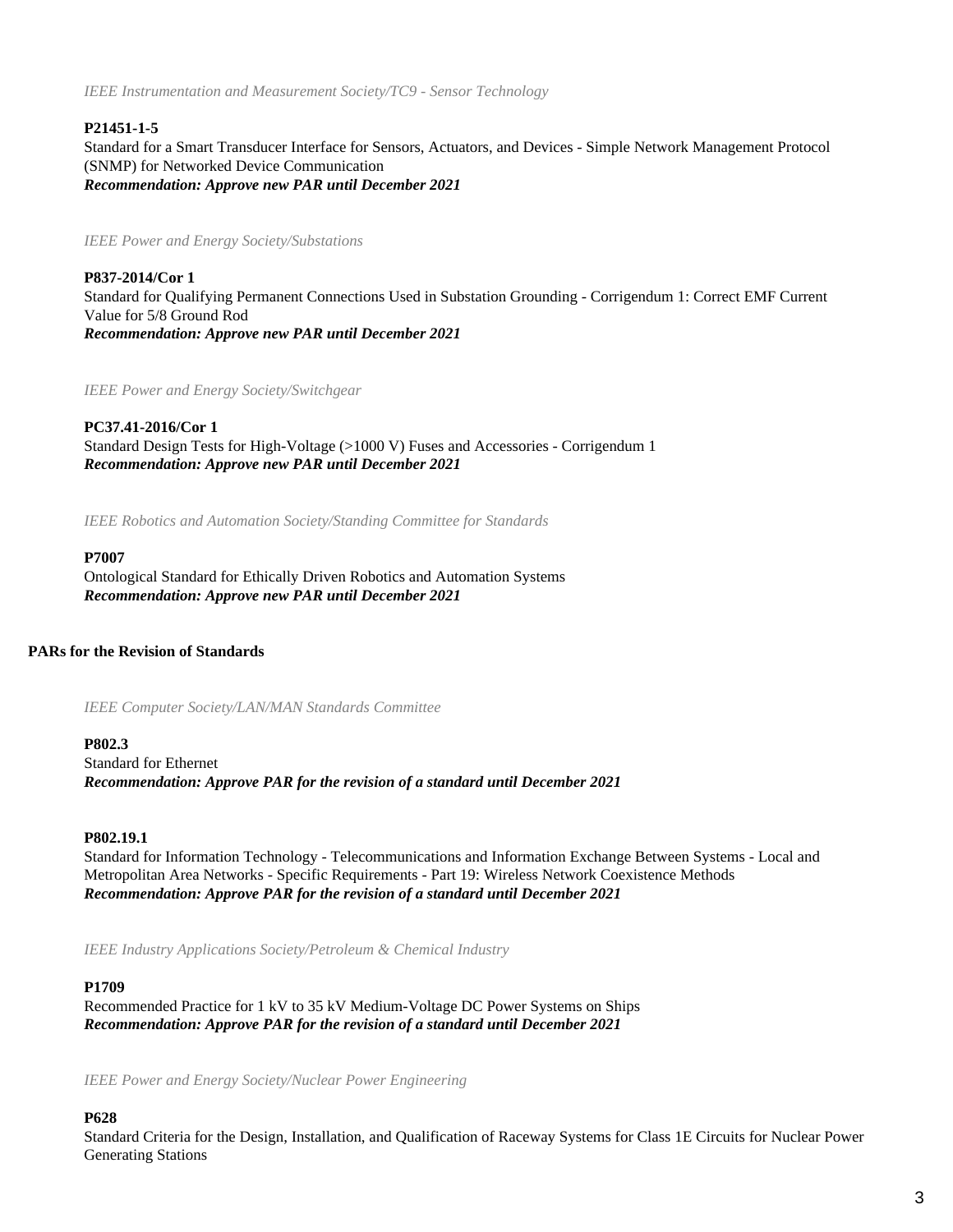*IEEE Instrumentation and Measurement Society/TC9 - Sensor Technology*

**P21451-1-5**
Standard for a Smart Transducer Interface for Sensors, Actuators, and Devices - Simple Network Management Protocol (SNMP) for Networked Device Communication
***Recommendation: Approve new PAR until December 2021***

*IEEE Power and Energy Society/Substations*

**P837-2014/Cor 1**
Standard for Qualifying Permanent Connections Used in Substation Grounding - Corrigendum 1: Correct EMF Current Value for 5/8 Ground Rod
***Recommendation: Approve new PAR until December 2021***

*IEEE Power and Energy Society/Switchgear*

**PC37.41-2016/Cor 1**
Standard Design Tests for High-Voltage (>1000 V) Fuses and Accessories - Corrigendum 1
***Recommendation: Approve new PAR until December 2021***

*IEEE Robotics and Automation Society/Standing Committee for Standards*

**P7007**
Ontological Standard for Ethically Driven Robotics and Automation Systems
***Recommendation: Approve new PAR until December 2021***

**PARs for the Revision of Standards**

*IEEE Computer Society/LAN/MAN Standards Committee*

**P802.3**
Standard for Ethernet
***Recommendation: Approve PAR for the revision of a standard until December 2021***

**P802.19.1**
Standard for Information Technology - Telecommunications and Information Exchange Between Systems - Local and Metropolitan Area Networks - Specific Requirements - Part 19: Wireless Network Coexistence Methods
***Recommendation: Approve PAR for the revision of a standard until December 2021***

*IEEE Industry Applications Society/Petroleum & Chemical Industry*

**P1709**
Recommended Practice for 1 kV to 35 kV Medium-Voltage DC Power Systems on Ships
***Recommendation: Approve PAR for the revision of a standard until December 2021***

*IEEE Power and Energy Society/Nuclear Power Engineering*

**P628**
Standard Criteria for the Design, Installation, and Qualification of Raceway Systems for Class 1E Circuits for Nuclear Power Generating Stations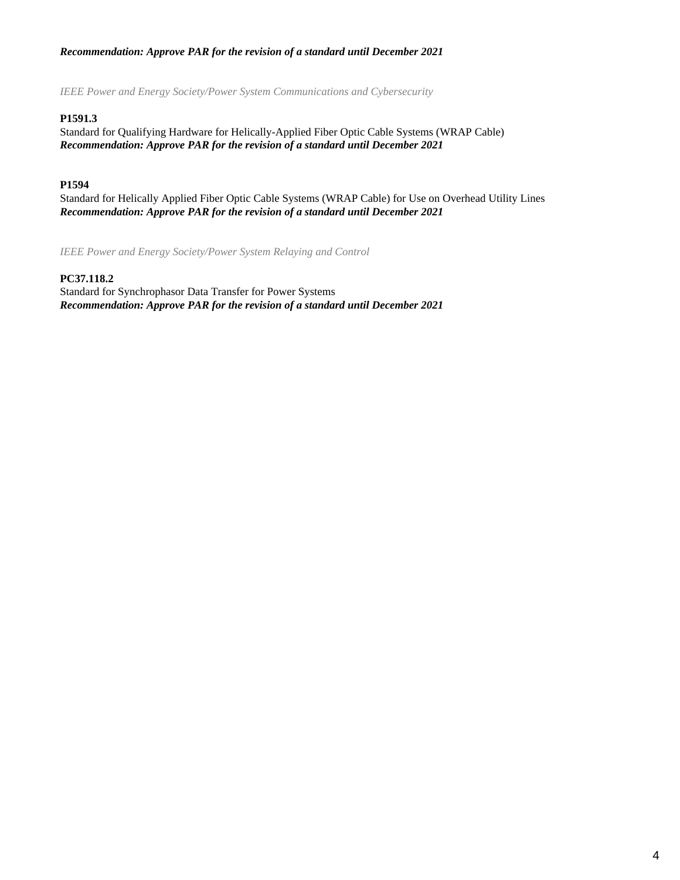***Recommendation: Approve PAR for the revision of a standard until December 2021***

*IEEE Power and Energy Society/Power System Communications and Cybersecurity*

**P1591.3**
Standard for Qualifying Hardware for Helically-Applied Fiber Optic Cable Systems (WRAP Cable)
***Recommendation: Approve PAR for the revision of a standard until December 2021***

**P1594**
Standard for Helically Applied Fiber Optic Cable Systems (WRAP Cable) for Use on Overhead Utility Lines
***Recommendation: Approve PAR for the revision of a standard until December 2021***

*IEEE Power and Energy Society/Power System Relaying and Control*

**PC37.118.2**
Standard for Synchrophasor Data Transfer for Power Systems
***Recommendation: Approve PAR for the revision of a standard until December 2021***